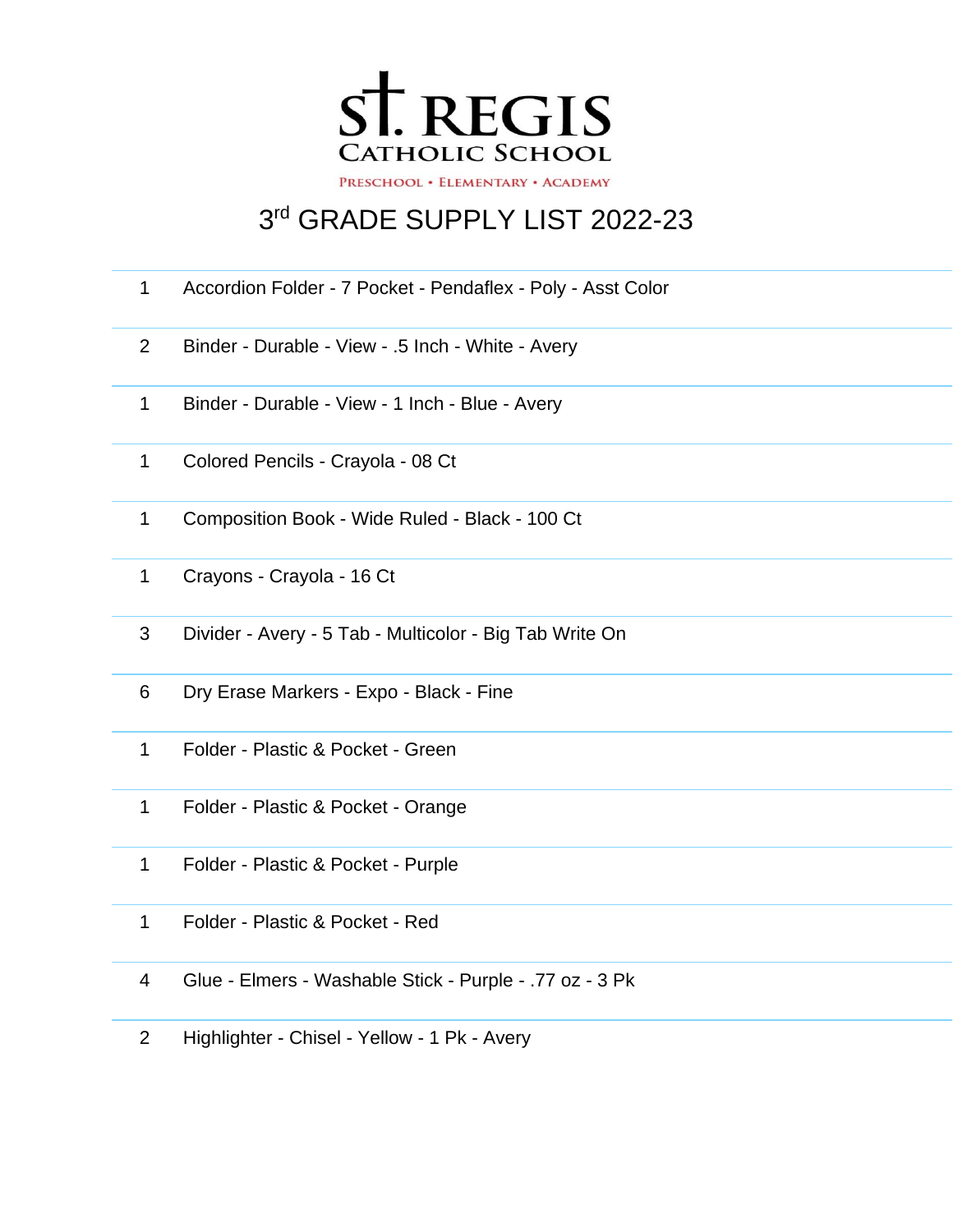# St. Regis Catholic School

Preschool • Elementary • Academy

## 3rd GRADE SUPPLY LIST 2022-23

| | |
|---|---|
| 1 | Accordion Folder - 7 Pocket - Pendaflex - Poly - Asst Color |
| 2 | Binder - Durable - View - .5 Inch - White - Avery |
| 1 | Binder - Durable - View - 1 Inch - Blue - Avery |
| 1 | Colored Pencils - Crayola - 08 Ct |
| 1 | Composition Book - Wide Ruled - Black - 100 Ct |
| 1 | Crayons - Crayola - 16 Ct |
| 3 | Divider - Avery - 5 Tab - Multicolor - Big Tab Write On |
| 6 | Dry Erase Markers - Expo - Black - Fine |
| 1 | Folder - Plastic & Pocket - Green |
| 1 | Folder - Plastic & Pocket - Orange |
| 1 | Folder - Plastic & Pocket - Purple |
| 1 | Folder - Plastic & Pocket - Red |
| 4 | Glue - Elmers - Washable Stick - Purple - .77 oz - 3 Pk |
| 2 | Highlighter - Chisel - Yellow - 1 Pk - Avery |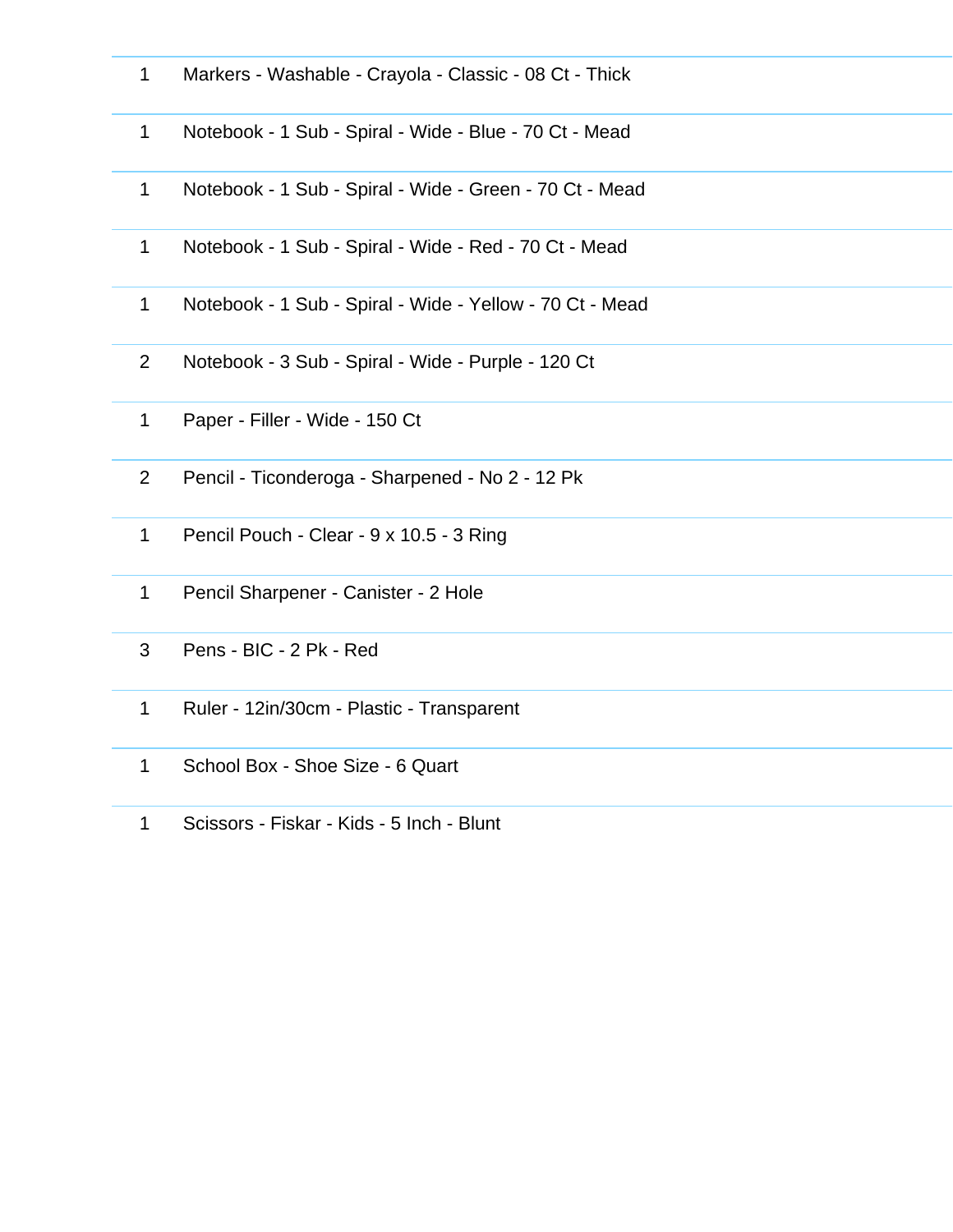| | |
|---|---|
| 1 | Markers - Washable - Crayola - Classic - 08 Ct - Thick |
| 1 | Notebook - 1 Sub - Spiral - Wide - Blue - 70 Ct - Mead |
| 1 | Notebook - 1 Sub - Spiral - Wide - Green - 70 Ct - Mead |
| 1 | Notebook - 1 Sub - Spiral - Wide - Red - 70 Ct - Mead |
| 1 | Notebook - 1 Sub - Spiral - Wide - Yellow - 70 Ct - Mead |
| 2 | Notebook - 3 Sub - Spiral - Wide - Purple - 120 Ct |
| 1 | Paper - Filler - Wide - 150 Ct |
| 2 | Pencil - Ticonderoga - Sharpened - No 2 - 12 Pk |
| 1 | Pencil Pouch - Clear - 9 x 10.5 - 3 Ring |
| 1 | Pencil Sharpener - Canister - 2 Hole |
| 3 | Pens - BIC - 2 Pk - Red |
| 1 | Ruler - 12in/30cm - Plastic - Transparent |
| 1 | School Box - Shoe Size - 6 Quart |
| 1 | Scissors - Fiskar - Kids - 5 Inch - Blunt |